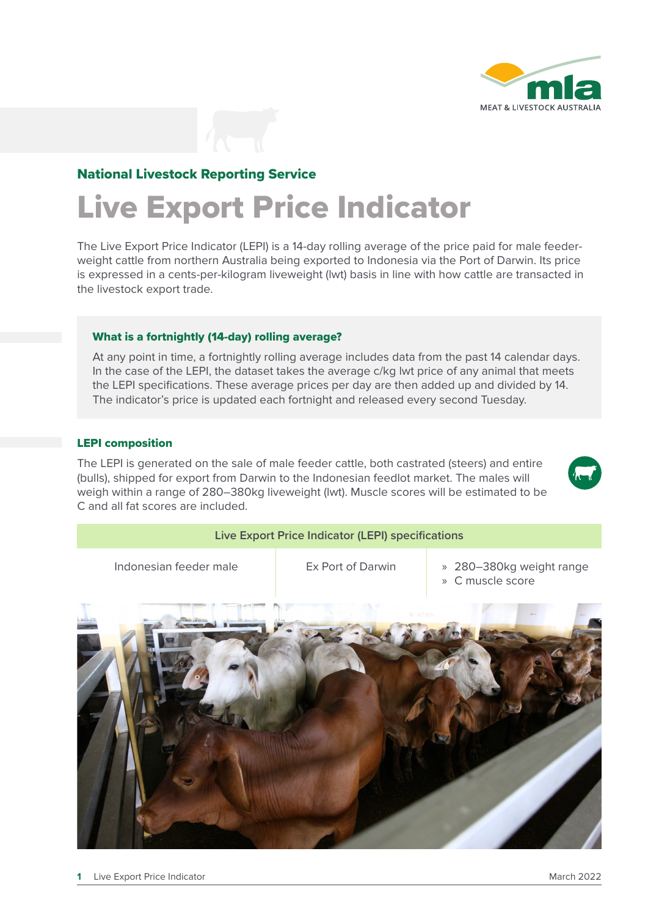## National Livestock Reporting Service

# Live Export Price Indicator

The Live Export Price Indicator (LEPI) is a 14-day rolling average of the price paid for male feeder-weight cattle from northern Australia being exported to Indonesia via the Port of Darwin. Its price is expressed in a cents-per-kilogram liveweight (lwt) basis in line with how cattle are transacted in the livestock export trade.

### What is a fortnightly (14-day) rolling average?

At any point in time, a fortnightly rolling average includes data from the past 14 calendar days. In the case of the LEPI, the dataset takes the average c/kg lwt price of any animal that meets the LEPI specifications. These average prices per day are then added up and divided by 14. The indicator's price is updated each fortnight and released every second Tuesday.

### LEPI composition

The LEPI is generated on the sale of male feeder cattle, both castrated (steers) and entire (bulls), shipped for export from Darwin to the Indonesian feedlot market. The males will weigh within a range of 280–380kg liveweight (lwt). Muscle scores will be estimated to be C and all fat scores are included.

| Live Export Price Indicator (LEPI) specifications | | |
|---|---|---|
| Indonesian feeder male | Ex Port of Darwin | » 280–380kg weight range<br>» C muscle score |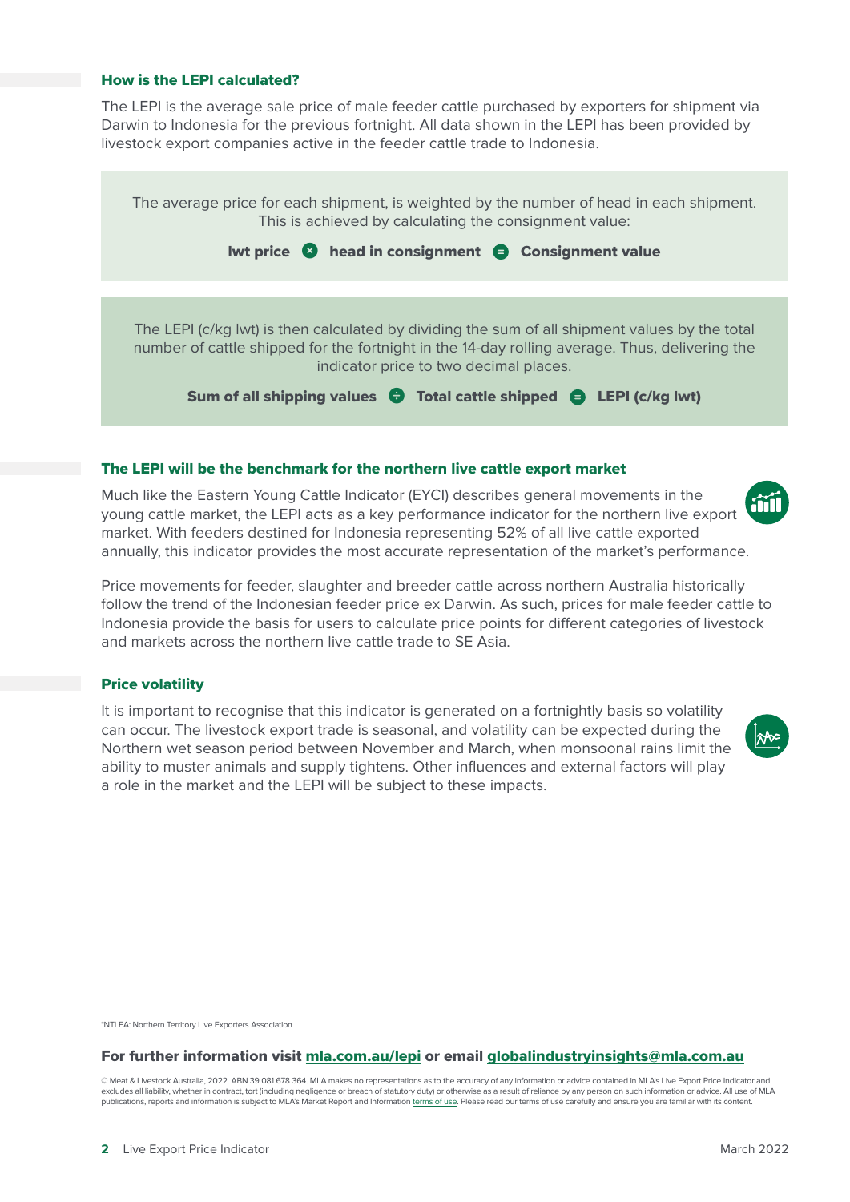## How is the LEPI calculated?

The LEPI is the average sale price of male feeder cattle purchased by exporters for shipment via Darwin to Indonesia for the previous fortnight. All data shown in the LEPI has been provided by livestock export companies active in the feeder cattle trade to Indonesia.

The average price for each shipment, is weighted by the number of head in each shipment. This is achieved by calculating the consignment value:

**lwt price × head in consignment = Consignment value**

The LEPI (c/kg lwt) is then calculated by dividing the sum of all shipment values by the total number of cattle shipped for the fortnight in the 14-day rolling average. Thus, delivering the indicator price to two decimal places.

**Sum of all shipping values ÷ Total cattle shipped = LEPI (c/kg lwt)**

## The LEPI will be the benchmark for the northern live cattle export market

Much like the Eastern Young Cattle Indicator (EYCI) describes general movements in the young cattle market, the LEPI acts as a key performance indicator for the northern live export market. With feeders destined for Indonesia representing 52% of all live cattle exported annually, this indicator provides the most accurate representation of the market's performance.

Price movements for feeder, slaughter and breeder cattle across northern Australia historically follow the trend of the Indonesian feeder price ex Darwin. As such, prices for male feeder cattle to Indonesia provide the basis for users to calculate price points for different categories of livestock and markets across the northern live cattle trade to SE Asia.

## Price volatility

It is important to recognise that this indicator is generated on a fortnightly basis so volatility can occur. The livestock export trade is seasonal, and volatility can be expected during the Northern wet season period between November and March, when monsoonal rains limit the ability to muster animals and supply tightens. Other influences and external factors will play a role in the market and the LEPI will be subject to these impacts.

*NTLEA: Northern Territory Live Exporters Association

**For further information visit mla.com.au/lepi or email globalindustryinsights@mla.com.au**

© Meat & Livestock Australia, 2022. ABN 39 081 678 364. MLA makes no representations as to the accuracy of any information or advice contained in MLA's Live Export Price Indicator and excludes all liability, whether in contract, tort (including negligence or breach of statutory duty) or otherwise as a result of reliance by any person on such information or advice. All use of MLA publications, reports and information is subject to MLA's Market Report and Information terms of use. Please read our terms of use carefully and ensure you are familiar with its content.